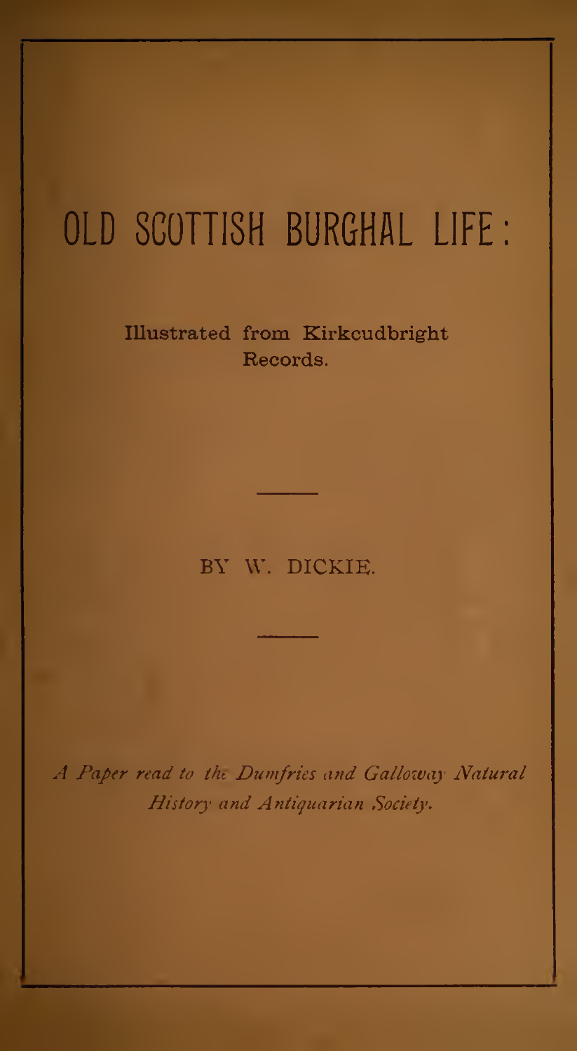# OLD SCOTTISH BURGHAL LIFE:

Illustrated from Kirkcudbright Records.

---

BY W. DICKIE.

---

*A Paper read to the Dumfries and Galloway Natural History and Antiquarian Society.*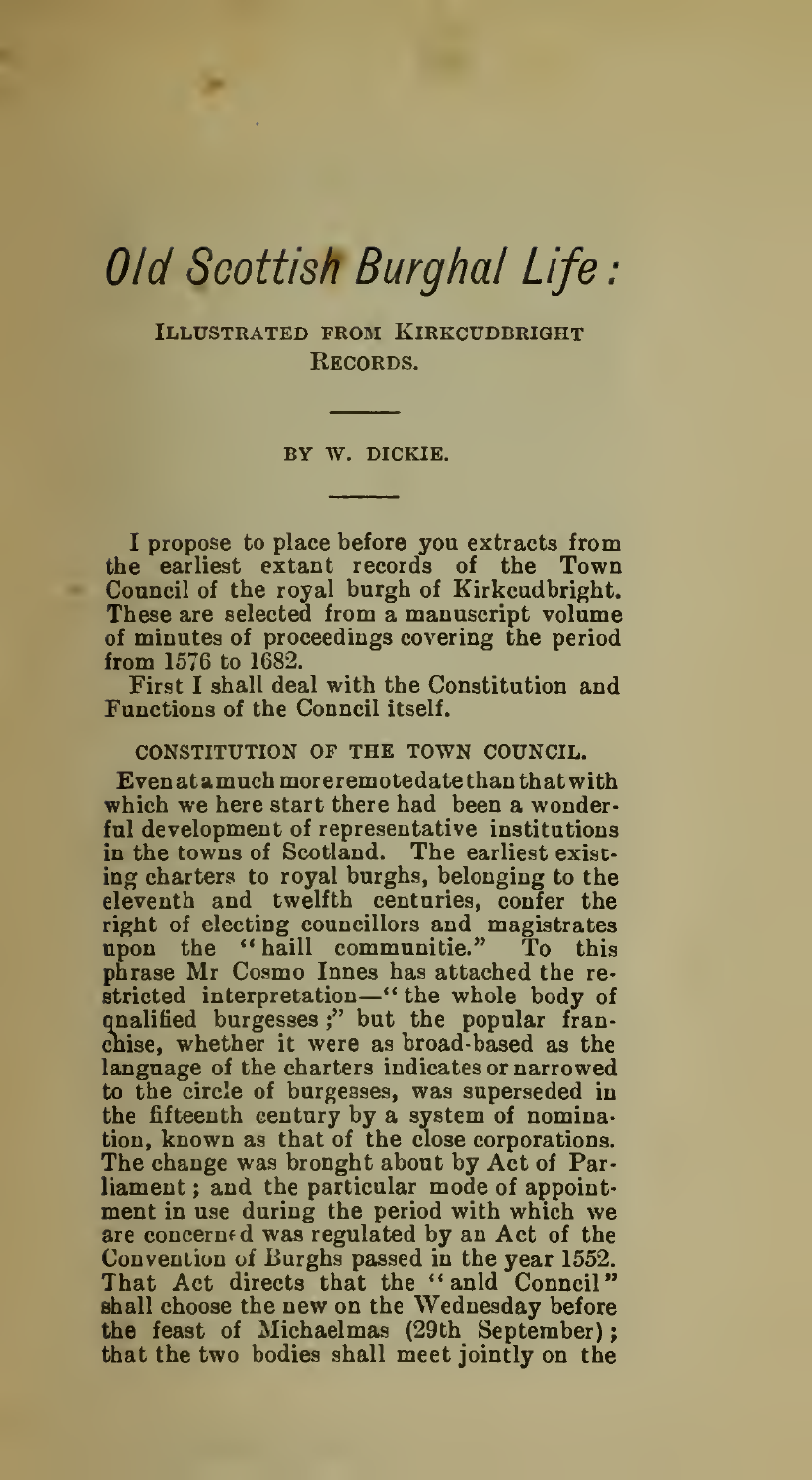# *Old Scottish Burghal Life:*

ILLUSTRATED FROM KIRKCUDBRIGHT RECORDS.

BY W. DICKIE.

I propose to place before you extracts from the earliest extant records of the Town Council of the royal burgh of Kirkcudbright. These are selected from a manuscript volume of minutes of proceedings covering the period from 1576 to 1682.

First I shall deal with the Constitution and Functions of the Council itself.

## CONSTITUTION OF THE TOWN COUNCIL.

Even at a much more remote date than that with which we here start there had been a wonderful development of representative institutions in the towns of Scotland. The earliest existing charters to royal burghs, belonging to the eleventh and twelfth centuries, confer the right of electing councillors and magistrates upon the "haill communitie." To this phrase Mr Cosmo Innes has attached the restricted interpretation—"the whole body of qualified burgesses;" but the popular franchise, whether it were as broad-based as the language of the charters indicates or narrowed to the circle of burgesses, was superseded in the fifteenth century by a system of nomination, known as that of the close corporations. The change was brought about by Act of Parliament; and the particular mode of appointment in use during the period with which we are concerned was regulated by an Act of the Convention of Burghs passed in the year 1552. That Act directs that the "auld Council" shall choose the new on the Wednesday before the feast of Michaelmas (29th September); that the two bodies shall meet jointly on the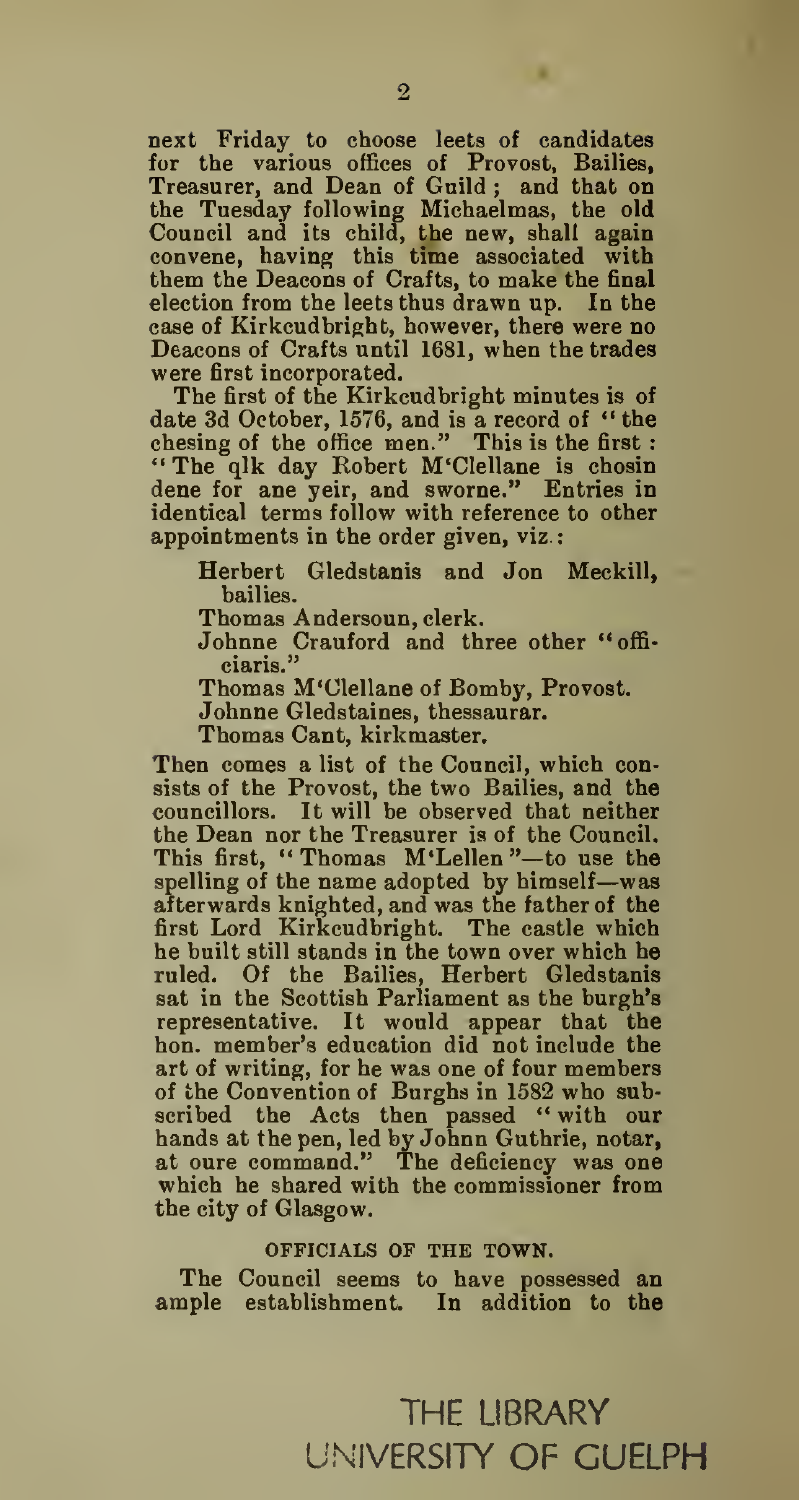next Friday to choose leets of candidates for the various offices of Provost, Bailies, Treasurer, and Dean of Guild; and that on the Tuesday following Michaelmas, the old Council and its child, the new, shall again convene, having this time associated with them the Deacons of Crafts, to make the final election from the leets thus drawn up. In the case of Kirkcudbright, however, there were no Deacons of Crafts until 1681, when the trades were first incorporated.

The first of the Kirkcudbright minutes is of date 3d October, 1576, and is a record of "the chesing of the office men." This is the first: "The qlk day Robert M'Clellane is chosin dene for ane yeir, and sworne." Entries in identical terms follow with reference to other appointments in the order given, viz.:

> Herbert Gledstanis and Jon Meckill, bailies.
>
> Thomas Andersoun, clerk.
>
> Johnne Crauford and three other "officiaris."
>
> Thomas M'Clellane of Bomby, Provost.
>
> Johnne Gledstaines, thessaurar.
>
> Thomas Cant, kirkmaster.

Then comes a list of the Council, which consists of the Provost, the two Bailies, and the councillors. It will be observed that neither the Dean nor the Treasurer is of the Council. This first, "Thomas M'Lellen"—to use the spelling of the name adopted by himself—was afterwards knighted, and was the father of the first Lord Kirkcudbright. The castle which he built still stands in the town over which he ruled. Of the Bailies, Herbert Gledstanis sat in the Scottish Parliament as the burgh's representative. It would appear that the hon. member's education did not include the art of writing, for he was one of four members of the Convention of Burghs in 1582 who subscribed the Acts then passed "with our hands at the pen, led by Johnn Guthrie, notar, at oure command." The deficiency was one which he shared with the commissioner from the city of Glasgow.

## OFFICIALS OF THE TOWN.

The Council seems to have possessed an ample establishment. In addition to the

THE LIBRARY
UNIVERSITY OF GUELPH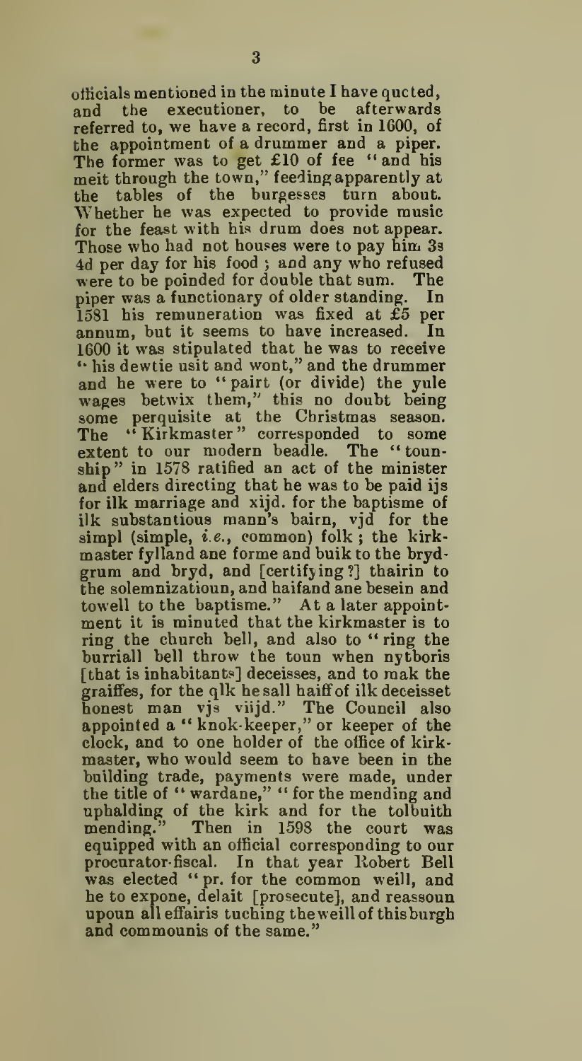officials mentioned in the minute I have qucted, and the executioner, to be afterwards referred to, we have a record, first in 1600, of the appointment of a drummer and a piper. The former was to get £10 of fee "and his meit through the town," feeding apparently at the tables of the burgesses turn about. Whether he was expected to provide music for the feast with his drum does not appear. Those who had not houses were to pay him 3s 4d per day for his food; and any who refused were to be poinded for double that sum. The piper was a functionary of older standing. In 1581 his remuneration was fixed at £5 per annum, but it seems to have increased. In 1600 it was stipulated that he was to receive "his dewtie usit and wont," and the drummer and he were to "pairt (or divide) the yule wages betwix them," this no doubt being some perquisite at the Christmas season. The "Kirkmaster" corresponded to some extent to our modern beadle. The "tounship" in 1578 ratified an act of the minister and elders directing that he was to be paid ijs for ilk marriage and xijd. for the baptisme of ilk substantious mann's bairn, vjd for the simpl (simple, *i.e.*, common) folk; the kirkmaster fylland ane forme and buik to the brydgrum and bryd, and [certifying?] thairin to the solemnizatioun, and haifand ane besein and towell to the baptisme." At a later appointment it is minuted that the kirkmaster is to ring the church bell, and also to "ring the burriall bell throw the toun when nytboris [that is inhabitants] deceisses, and to mak the graiffes, for the qlk he sall haiff of ilk deceisset honest man vjs viijd." The Council also appointed a "knok-keeper," or keeper of the clock, and to one holder of the office of kirkmaster, who would seem to have been in the building trade, payments were made, under the title of "wardane," "for the mending and uphalding of the kirk and for the tolbuith mending." Then in 1598 the court was equipped with an official corresponding to our procurator-fiscal. In that year Robert Bell was elected "pr. for the common weill, and he to expone, delait [prosecute], and reassoun upoun all effairis tuching the weill of this burgh and commounis of the same."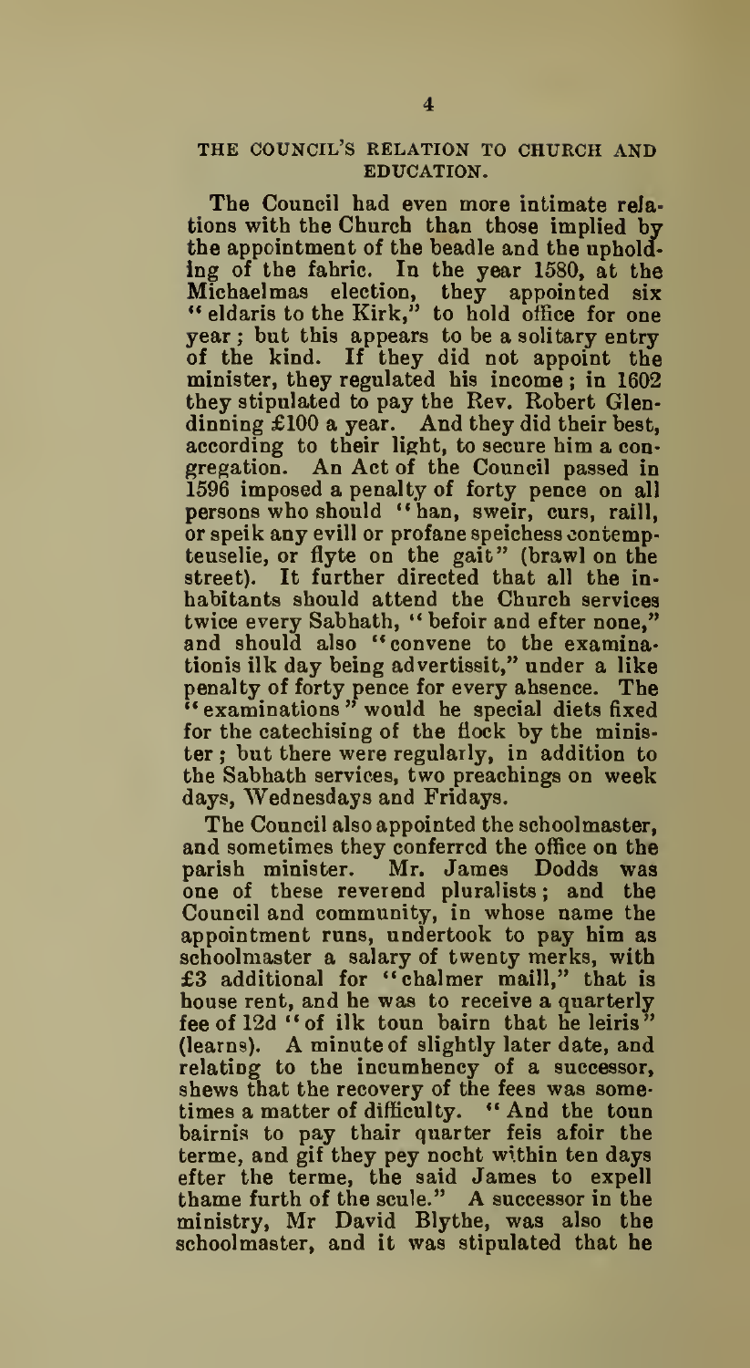## THE COUNCIL'S RELATION TO CHURCH AND EDUCATION.

The Council had even more intimate relations with the Church than those implied by the appointment of the beadle and the upholding of the fabric. In the year 1580, at the Michaelmas election, they appointed six "eldaris to the Kirk," to hold office for one year; but this appears to be a solitary entry of the kind. If they did not appoint the minister, they regulated his income; in 1602 they stipulated to pay the Rev. Robert Glendinning £100 a year. And they did their best, according to their light, to secure him a congregation. An Act of the Council passed in 1596 imposed a penalty of forty pence on all persons who should "ban, sweir, curs, raill, or speik any evill or profane speichess contempteuselie, or flyte on the gait" (brawl on the street). It further directed that all the inhabitants should attend the Church services twice every Sabbath, "befoir and efter none," and should also "convene to the examinationis ilk day being advertissit," under a like penalty of forty pence for every absence. The "examinations" would be special diets fixed for the catechising of the flock by the minister; but there were regularly, in addition to the Sabbath services, two preachings on week days, Wednesdays and Fridays.

The Council also appointed the schoolmaster, and sometimes they conferred the office on the parish minister. Mr. James Dodds was one of these reverend pluralists; and the Council and community, in whose name the appointment runs, undertook to pay him as schoolmaster a salary of twenty merks, with £3 additional for "chalmer maill," that is house rent, and he was to receive a quarterly fee of 12d "of ilk toun bairn that he leiris" (learns). A minute of slightly later date, and relating to the incumbency of a successor, shews that the recovery of the fees was sometimes a matter of difficulty. "And the toun bairnis to pay thair quarter feis afoir the terme, and gif they pey nocht within ten days efter the terme, the said James to expell thame furth of the scule." A successor in the ministry, Mr David Blythe, was also the schoolmaster, and it was stipulated that he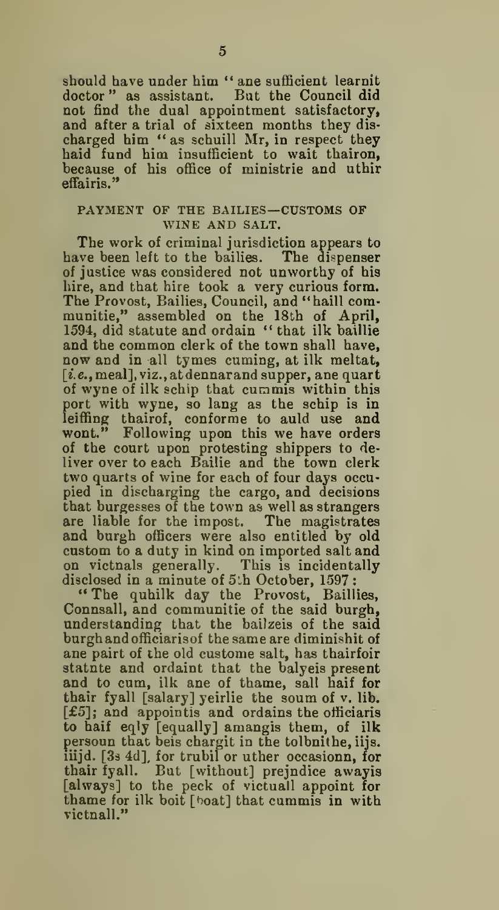should have under him "ane sufficient learnit doctor" as assistant. But the Council did not find the dual appointment satisfactory, and after a trial of sixteen months they discharged him "as schuill Mr, in respect they haid fund him insufficient to wait thairon, because of his office of ministrie and uthir effairis."

## PAYMENT OF THE BAILIES—CUSTOMS OF WINE AND SALT.

The work of criminal jurisdiction appears to have been left to the bailies. The dispenser of justice was considered not unworthy of his hire, and that hire took a very curious form. The Provost, Bailies, Council, and "haill communitie," assembled on the 18th of April, 1594, did statute and ordain "that ilk baillie and the common clerk of the town shall have, now and in all tymes cuming, at ilk meltat, [*i.e.*, meal], viz., at dennar and supper, ane quart of wyne of ilk schip that cummis within this port with wyne, so lang as the schip is in leiffing thairof, conforme to auld use and wont." Following upon this we have orders of the court upon protesting shippers to deliver over to each Bailie and the town clerk two quarts of wine for each of four days occupied in discharging the cargo, and decisions that burgesses of the town as well as strangers are liable for the impost. The magistrates and burgh officers were also entitled by old custom to a duty in kind on imported salt and on victnals generally. This is incidentally disclosed in a minute of 5th October, 1597:

"The quhilk day the Provost, Baillies, Connsall, and communitie of the said burgh, understanding that the bailzeis of the said burgh and officiaris of the same are diminishit of ane pairt of the old custome salt, has thairfoir statute and ordaint that the balyeis present and to cum, ilk ane of thame, sall haif for thair fyall [salary] yeirlie the soum of v. lib. [£5]; and appointis and ordains the officiaris to haif eqly [equally] amangis them, of ilk persoun that beis chargit in the tolbnithe, iijs. iiijd. [3s 4d], for trubil or uther occasionn, for thair fyall. But [without] prejndice awayis [always] to the peck of victuall appoint for thame for ilk boit [boat] that cummis in with victnall."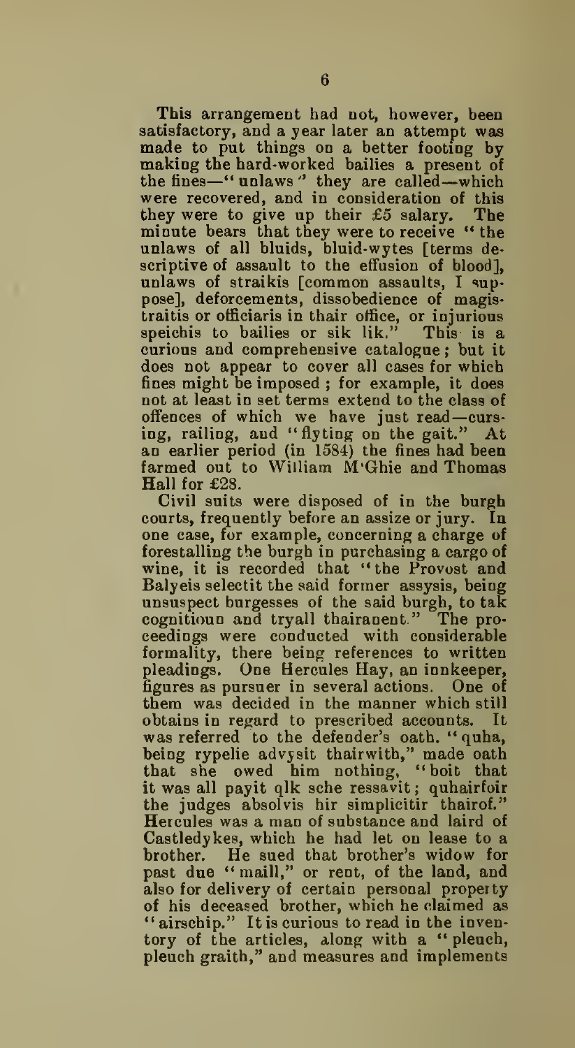This arrangement had not, however, been satisfactory, and a year later an attempt was made to put things on a better footing by making the hard-worked bailies a present of the fines—"unlaws" they are called—which were recovered, and in consideration of this they were to give up their £5 salary. The minute bears that they were to receive "the unlaws of all bluids, bluid-wytes [terms descriptive of assault to the effusion of blood], unlaws of straikis [common assaults, I suppose], deforcements, dissobedience of magistraitis or officiaris in thair office, or injurious speichis to bailies or sik lik." This is a curious and comprehensive catalogue; but it does not appear to cover all cases for which fines might be imposed; for example, it does not at least in set terms extend to the class of offences of which we have just read—cursing, railing, and "flyting on the gait." At an earlier period (in 1584) the fines had been farmed out to William M'Ghie and Thomas Hall for £28.

Civil suits were disposed of in the burgh courts, frequently before an assize or jury. In one case, for example, concerning a charge of forestalling the burgh in purchasing a cargo of wine, it is recorded that "the Provost and Balyeis selectit the said former assysis, being unsuspect burgesses of the said burgh, to tak cognitioun and tryall thairanent." The proceedings were conducted with considerable formality, there being references to written pleadings. One Hercules Hay, an innkeeper, figures as pursuer in several actions. One of them was decided in the manner which still obtains in regard to prescribed accounts. It was referred to the defender's oath. "quha, being rypelie advysit thairwith," made oath that she owed him nothing, "boit that it was all payit qlk sche ressavit; quhairfoir the judges absolvis hir simplicitir thairof." Hercules was a man of substance and laird of Castledykes, which he had let on lease to a brother. He sued that brother's widow for past due "maill," or rent, of the land, and also for delivery of certain personal property of his deceased brother, which he claimed as "airschip." It is curious to read in the inventory of the articles, along with a "pleuch, pleuch graith," and measures and implements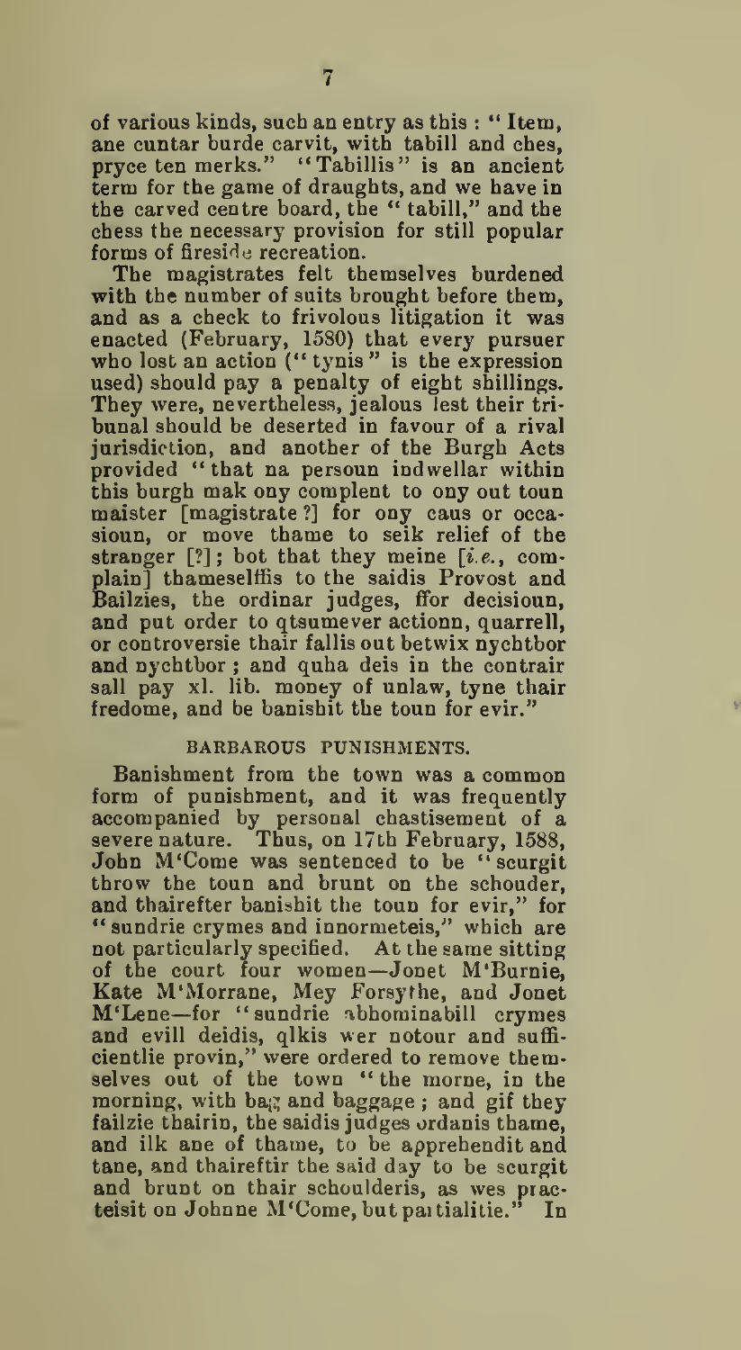of various kinds, such an entry as this : "Item, ane cuntar burde carvit, with tabill and ches, pryce ten merks." "Tabillis" is an ancient term for the game of draughts, and we have in the carved centre board, the "tabill," and the chess the necessary provision for still popular forms of fireside recreation.

The magistrates felt themselves burdened with the number of suits brought before them, and as a check to frivolous litigation it was enacted (February, 1580) that every pursuer who lost an action ("tynis" is the expression used) should pay a penalty of eight shillings. They were, nevertheless, jealous lest their tribunal should be deserted in favour of a rival jurisdiction, and another of the Burgh Acts provided "that na persoun indwellar within this burgh mak ony complent to ony out toun maister [magistrate ?] for ony caus or occasioun, or move thame to seik relief of the stranger [?]; bot that they meine [*i.e.*, complain] thameselffis to the saidis Provost and Bailzies, the ordinar judges, ffor decisioun, and put order to qtsumever actionn, quarrell, or controversie thair fallis out betwix nychtbor and nychtbor ; and quha deis in the contrair sall pay xl. lib. money of unlaw, tyne thair fredome, and be banishit the toun for evir."

## BARBAROUS PUNISHMENTS.

Banishment from the town was a common form of punishment, and it was frequently accompanied by personal chastisement of a severe nature. Thus, on 17th February, 1588, John M'Come was sentenced to be "scurgit throw the toun and brunt on the schouder, and thairefter banishit the toun for evir," for "sundrie crymes and innormeteis," which are not particularly specified. At the same sitting of the court four women—Jonet M'Burnie, Kate M'Morrane, Mey Forsythe, and Jonet M'Lene—for "sundrie abhominabill crymes and evill deidis, qlkis wer notour and sufficientlie provin," were ordered to remove themselves out of the town "the morne, in the morning, with bag and baggage ; and gif they failzie thairin, the saidis judges ordanis thame, and ilk ane of thame, to be apprehendit and tane, and thaireftir the said day to be scurgit and brunt on thair schoulderis, as wes practeisit on Johnne M'Come, but paitialitie." In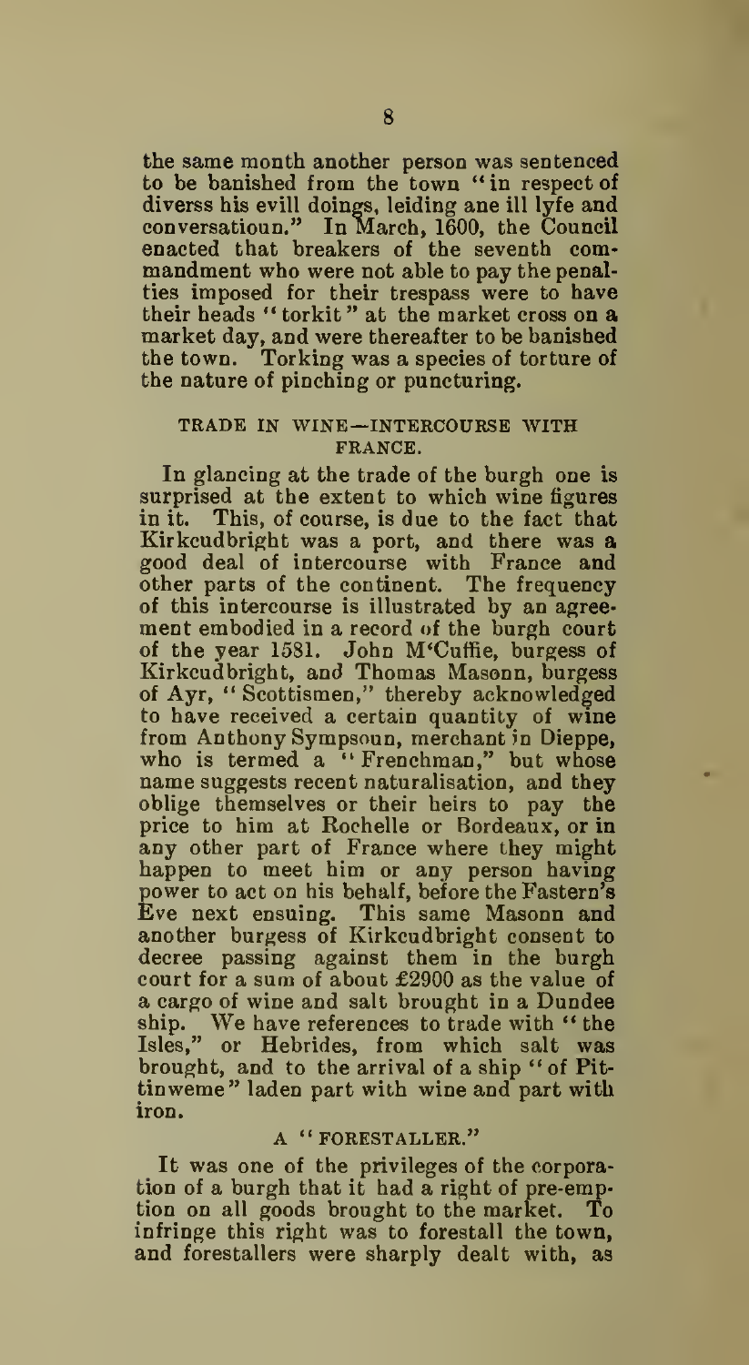the same month another person was sentenced to be banished from the town "in respect of diverss his evill doings, leiding ane ill lyfe and conversatioun." In March, 1600, the Council enacted that breakers of the seventh commandment who were not able to pay the penalties imposed for their trespass were to have their heads "torkit" at the market cross on a market day, and were thereafter to be banished the town. Torking was a species of torture of the nature of pinching or puncturing.

### TRADE IN WINE—INTERCOURSE WITH FRANCE.

In glancing at the trade of the burgh one is surprised at the extent to which wine figures in it. This, of course, is due to the fact that Kirkcudbright was a port, and there was a good deal of intercourse with France and other parts of the continent. The frequency of this intercourse is illustrated by an agreement embodied in a record of the burgh court of the year 1581. John M'Cuffie, burgess of Kirkcudbright, and Thomas Masonn, burgess of Ayr, "Scottismen," thereby acknowledged to have received a certain quantity of wine from Anthony Sympsoun, merchant in Dieppe, who is termed a "Frenchman," but whose name suggests recent naturalisation, and they oblige themselves or their heirs to pay the price to him at Rochelle or Bordeaux, or in any other part of France where they might happen to meet him or any person having power to act on his behalf, before the Fastern's Eve next ensuing. This same Masonn and another burgess of Kirkcudbright consent to decree passing against them in the burgh court for a sum of about £2900 as the value of a cargo of wine and salt brought in a Dundee ship. We have references to trade with "the Isles," or Hebrides, from which salt was brought, and to the arrival of a ship "of Pittinweme" laden part with wine and part with iron.

### A "FORESTALLER."

It was one of the privileges of the corporation of a burgh that it had a right of pre-emption on all goods brought to the market. To infringe this right was to forestall the town, and forestallers were sharply dealt with, as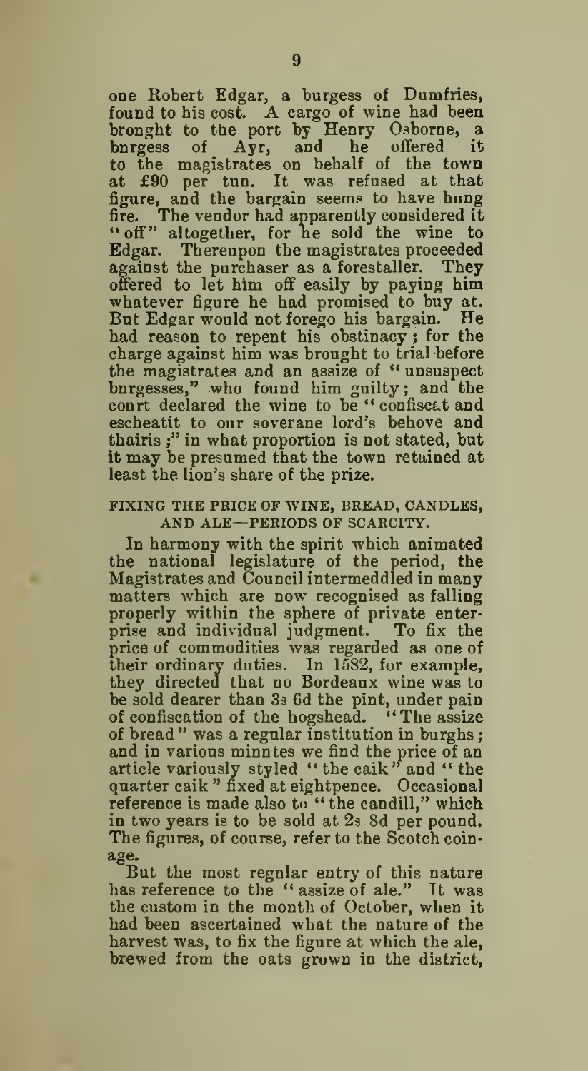one Robert Edgar, a burgess of Dumfries, found to his cost. A cargo of wine had been brought to the port by Henry Osborne, a burgess of Ayr, and he offered it to the magistrates on behalf of the town at £90 per tun. It was refused at that figure, and the bargain seems to have hung fire. The vendor had apparently considered it "off" altogether, for he sold the wine to Edgar. Thereupon the magistrates proceeded against the purchaser as a forestaller. They offered to let him off easily by paying him whatever figure he had promised to buy at. But Edgar would not forego his bargain. He had reason to repent his obstinacy; for the charge against him was brought to trial before the magistrates and an assize of "unsuspect burgesses," who found him guilty; and the court declared the wine to be "confiscat and escheatit to our soverane lord's behove and thairis;" in what proportion is not stated, but it may be presumed that the town retained at least the lion's share of the prize.

### FIXING THE PRICE OF WINE, BREAD, CANDLES, AND ALE—PERIODS OF SCARCITY.

In harmony with the spirit which animated the national legislature of the period, the Magistrates and Council intermeddled in many matters which are now recognised as falling properly within the sphere of private enterprise and individual judgment. To fix the price of commodities was regarded as one of their ordinary duties. In 1582, for example, they directed that no Bordeaux wine was to be sold dearer than 3s 6d the pint, under pain of confiscation of the hogshead. "The assize of bread" was a regular institution in burghs; and in various minutes we find the price of an article variously styled "the caik" and "the quarter caik" fixed at eightpence. Occasional reference is made also to "the candill," which in two years is to be sold at 2s 8d per pound. The figures, of course, refer to the Scotch coinage.

But the most regular entry of this nature has reference to the "assize of ale." It was the custom in the month of October, when it had been ascertained what the nature of the harvest was, to fix the figure at which the ale, brewed from the oats grown in the district,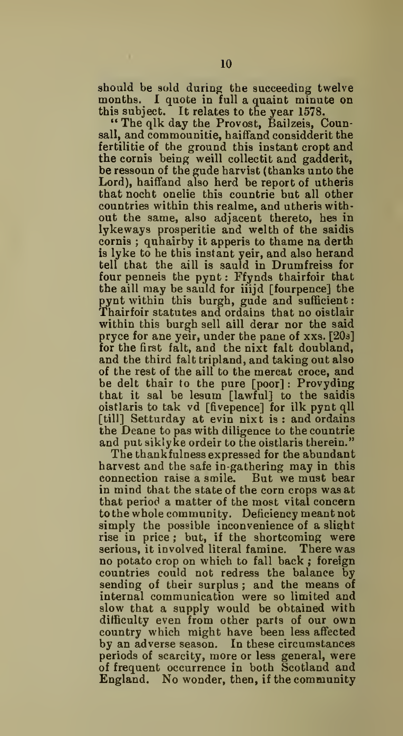should be sold during the succeeding twelve months. I quote in full a quaint minute on this subject. It relates to the year 1578.

"The qlk day the Provost, Bailzeis, Counsall, and commounitie, haiffand considderit the fertilitie of the ground this instant cropt and the cornis being weill collectit and gadderit, be ressoun of the gude harvist (thanks unto the Lord), haiffand also herd be report of utheris that nocht onelie this countrie but all other countries within this realme, and utheris without the same, also adjacent thereto, hes in lykeways prosperitie and welth of the saidis cornis; quhairby it apperis to thame na derth is lyke to be this instant yeir, and also herand tell that the aill is sauld in Drumfreiss for four penneis the pynt: Ffynds thairfoir that the aill may be sauld for iiijd [fourpence] the pynt within this burgh, gude and sufficient: Thairfoir statutes and ordains that no oistlair within this burgh sell aill derar nor the said pryce for ane yeir, under the pane of xxs. [20s] for the first falt, and the nixt falt doubland, and the third falt tripland, and taking out also of the rest of the aill to the mercat croce, and be delt thair to the pure [poor]: Provyding that it sal be lesum [lawful] to the saidis oistlaris to tak vd [fivepence] for ilk pynt qll [till] Setturday at evin nixt is: and ordains the Deane to pas with diligence to the countrie and put siklyke ordeir to the oistlaris therein."

The thankfulness expressed for the abundant harvest and the safe in-gathering may in this connection raise a smile. But we must bear in mind that the state of the corn crops was at that period a matter of the most vital concern to the whole community. Deficiency meant not simply the possible inconvenience of a slight rise in price; but, if the shortcoming were serious, it involved literal famine. There was no potato crop on which to fall back; foreign countries could not redress the balance by sending of their surplus; and the means of internal communication were so limited and slow that a supply would be obtained with difficulty even from other parts of our own country which might have been less affected by an adverse season. In these circumstances periods of scarcity, more or less general, were of frequent occurrence in both Scotland and England. No wonder, then, if the community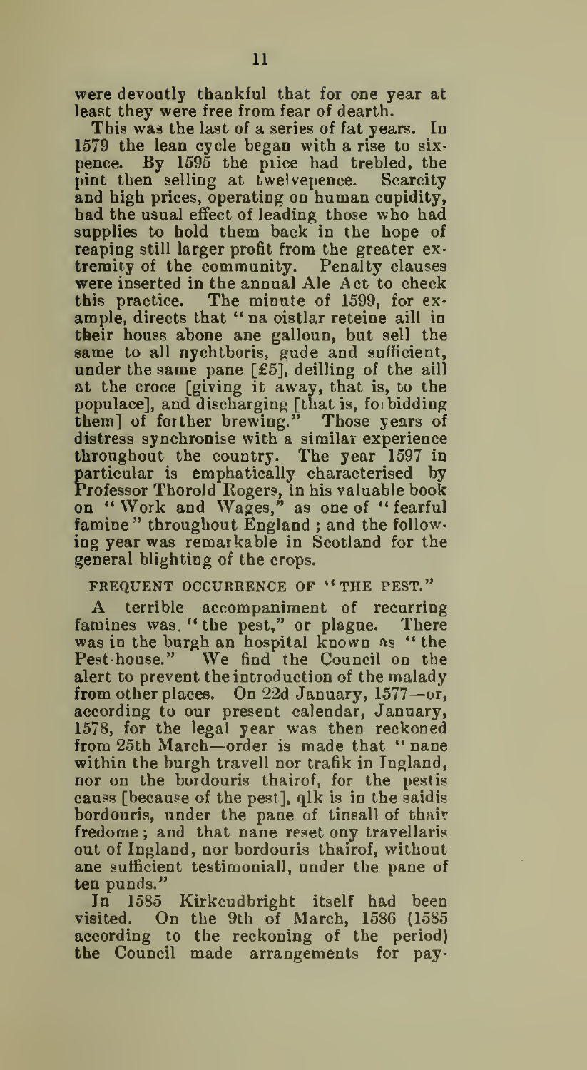were devoutly thankful that for one year at least they were free from fear of dearth.

This was the last of a series of fat years. In 1579 the lean cycle began with a rise to sixpence. By 1595 the price had trebled, the pint then selling at twelvepence. Scarcity and high prices, operating on human cupidity, had the usual effect of leading those who had supplies to hold them back in the hope of reaping still larger profit from the greater extremity of the community. Penalty clauses were inserted in the annual Ale Act to check this practice. The minute of 1599, for example, directs that "na oistlar reteine aill in their houss abone ane galloun, but sell the same to all nychtboris, gude and sufficient, under the same pane [£5], deilling of the aill at the croce [giving it away, that is, to the populace], and discharging [that is, forbidding them] of forther brewing." Those years of distress synchronise with a similar experience throughout the country. The year 1597 in particular is emphatically characterised by Professor Thorold Rogers, in his valuable book on "Work and Wages," as one of "fearful famine" throughout England; and the following year was remarkable in Scotland for the general blighting of the crops.

## FREQUENT OCCURRENCE OF "THE PEST."

A terrible accompaniment of recurring famines was "the pest," or plague. There was in the burgh an hospital known as "the Pest-house." We find the Council on the alert to prevent the introduction of the malady from other places. On 22d January, 1577—or, according to our present calendar, January, 1578, for the legal year was then reckoned from 25th March—order is made that "nane within the burgh travell nor trafik in Ingland, nor on the bordouris thairof, for the pestis causs [because of the pest], qlk is in the saidis bordouris, under the pane of tinsall of thair fredome; and that nane reset ony travellaris out of Ingland, nor bordouris thairof, without ane sufficient testimoniall, under the pane of ten punds."

In 1585 Kirkcudbright itself had been visited. On the 9th of March, 1586 (1585 according to the reckoning of the period) the Council made arrangements for pay-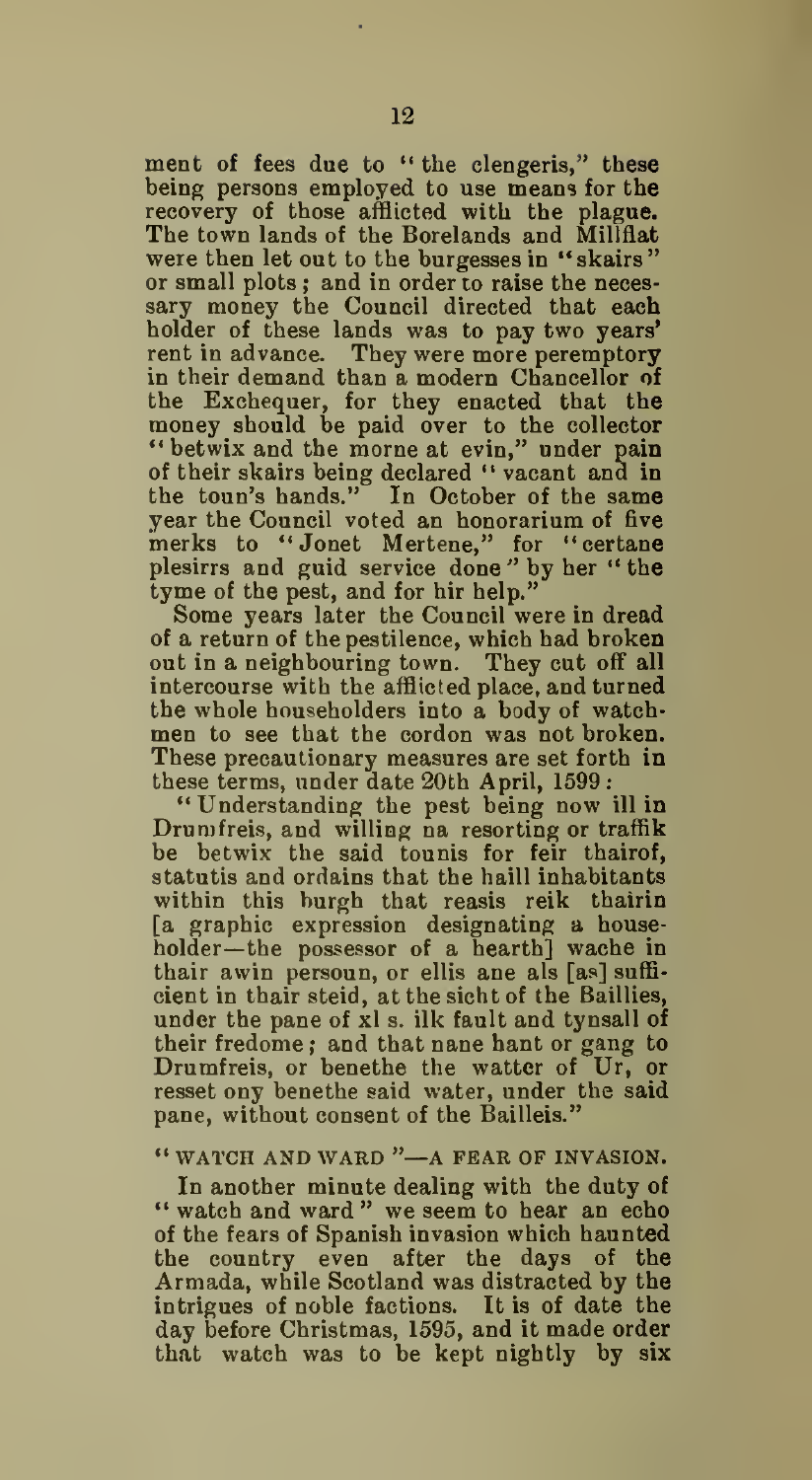ment of fees due to "the clengeris," these being persons employed to use means for the recovery of those afflicted with the plague. The town lands of the Borelands and Millflat were then let out to the burgesses in "skairs" or small plots; and in order to raise the necessary money the Council directed that each holder of these lands was to pay two years' rent in advance. They were more peremptory in their demand than a modern Chancellor of the Exchequer, for they enacted that the money should be paid over to the collector "betwix and the morne at evin," under pain of their skairs being declared "vacant and in the toun's hands." In October of the same year the Council voted an honorarium of five merks to "Jonet Mertene," for "certane plesirrs and guid service done" by her "the tyme of the pest, and for hir help."

Some years later the Council were in dread of a return of the pestilence, which had broken out in a neighbouring town. They cut off all intercourse with the afflicted place, and turned the whole householders into a body of watchmen to see that the cordon was not broken. These precautionary measures are set forth in these terms, under date 20th April, 1599:

"Understanding the pest being now ill in Drumfreis, and willing na resorting or traffik be betwix the said tounis for feir thairof, statutis and ordains that the haill inhabitants within this burgh that reasis reik thairin [a graphic expression designating a householder—the possessor of a hearth] wache in thair awin persoun, or ellis ane als [as] sufficient in thair steid, at the sicht of the Baillies, under the pane of xl s. ilk fault and tynsall of their fredome; and that nane hant or gang to Drumfreis, or benethe the watter of Ur, or resset ony benethe said water, under the said pane, without consent of the Bailleis."

## "WATCH AND WARD"—A FEAR OF INVASION.

In another minute dealing with the duty of "watch and ward" we seem to hear an echo of the fears of Spanish invasion which haunted the country even after the days of the Armada, while Scotland was distracted by the intrigues of noble factions. It is of date the day before Christmas, 1595, and it made order that watch was to be kept nightly by six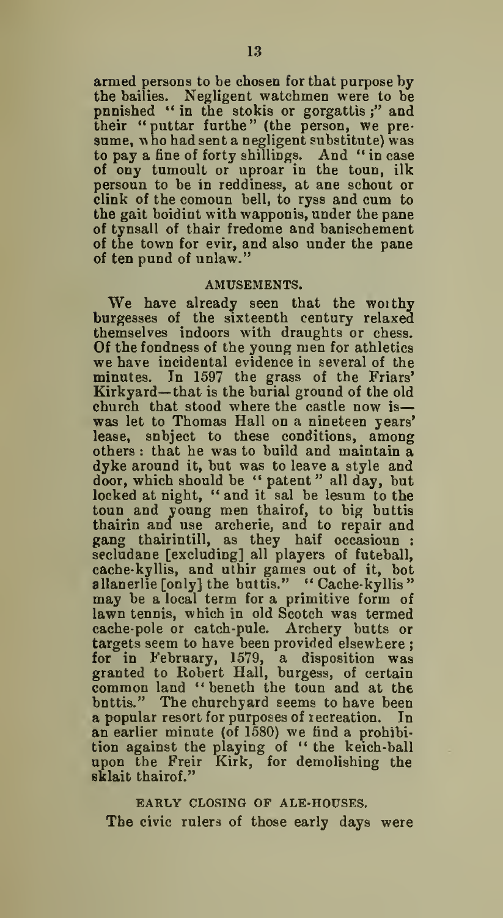armed persons to be chosen for that purpose by the bailies. Negligent watchmen were to be punished "in the stokis or gorgattis;" and their "puttar furthe" (the person, we presume, who had sent a negligent substitute) was to pay a fine of forty shillings. And "in case of ony tumoult or uproar in the toun, ilk persoun to be in reddiness, at ane schout or clink of the comoun bell, to ryss and cum to the gait boidint with wapponis, under the pane of tynsall of thair fredome and banischement of the town for evir, and also under the pane of ten pund of unlaw."

## AMUSEMENTS.

We have already seen that the worthy burgesses of the sixteenth century relaxed themselves indoors with draughts or chess. Of the fondness of the young men for athletics we have incidental evidence in several of the minutes. In 1597 the grass of the Friars' Kirkyard—that is the burial ground of the old church that stood where the castle now is—was let to Thomas Hall on a nineteen years' lease, subject to these conditions, among others: that he was to build and maintain a dyke around it, but was to leave a style and door, which should be "patent" all day, but locked at night, "and it sal be lesum to the toun and young men thairof, to big buttis thairin and use archerie, and to repair and gang thairintill, as they haif occasioun: secludane [excluding] all players of futeball, cache-kyllis, and uthir games out of it, bot allanerlie [only] the buttis." "Cache-kyllis" may be a local term for a primitive form of lawn tennis, which in old Scotch was termed cache-pole or catch-pule. Archery butts or targets seem to have been provided elsewhere; for in February, 1579, a disposition was granted to Robert Hall, burgess, of certain common land "beneth the toun and at the buttis." The churchyard seems to have been a popular resort for purposes of recreation. In an earlier minute (of 1580) we find a prohibition against the playing of "the keich-ball upon the Freir Kirk, for demolishing the sklait thairof."

## EARLY CLOSING OF ALE-HOUSES.

The civic rulers of those early days were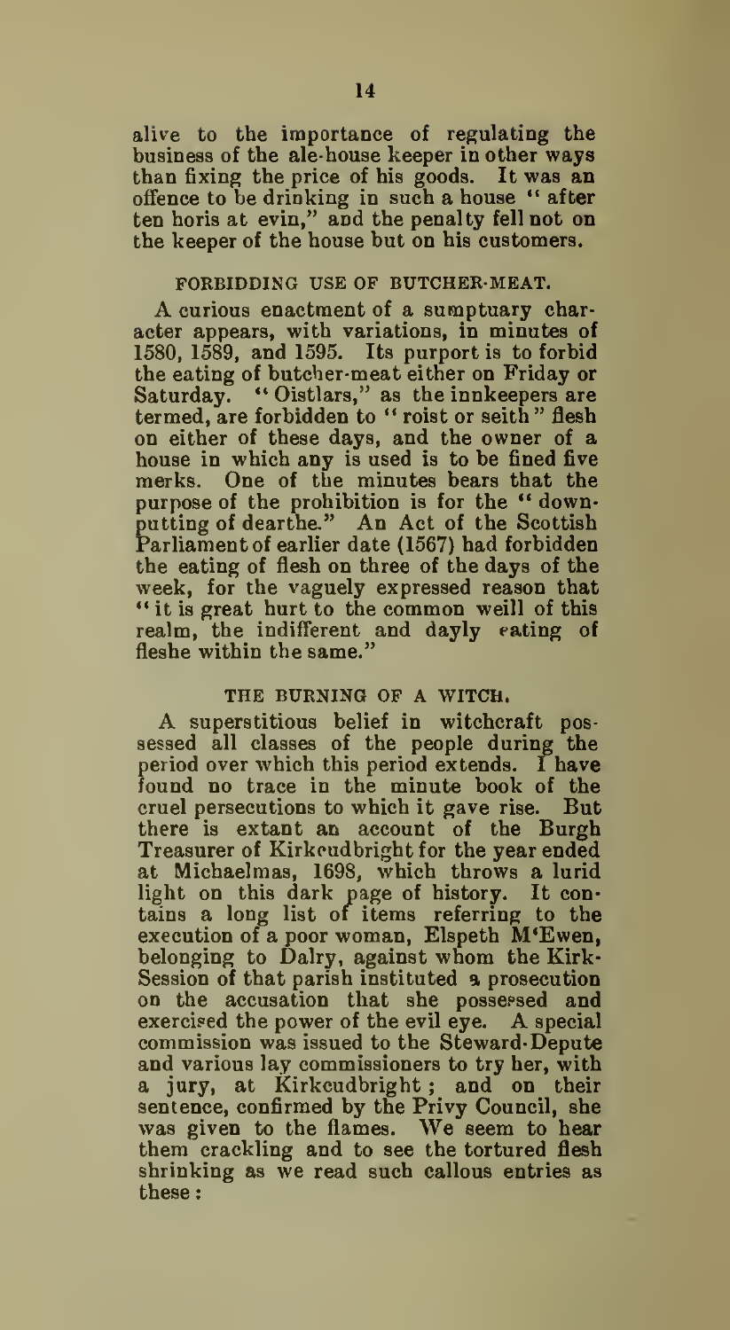alive to the importance of regulating the business of the ale-house keeper in other ways than fixing the price of his goods. It was an offence to be drinking in such a house "after ten horis at evin," and the penalty fell not on the keeper of the house but on his customers.

### FORBIDDING USE OF BUTCHER-MEAT.

A curious enactment of a sumptuary character appears, with variations, in minutes of 1580, 1589, and 1595. Its purport is to forbid the eating of butcher-meat either on Friday or Saturday. "Oistlars," as the innkeepers are termed, are forbidden to "roist or seith" flesh on either of these days, and the owner of a house in which any is used is to be fined five merks. One of the minutes bears that the purpose of the prohibition is for the "down-putting of dearthe." An Act of the Scottish Parliament of earlier date (1567) had forbidden the eating of flesh on three of the days of the week, for the vaguely expressed reason that "it is great hurt to the common weill of this realm, the indifferent and dayly eating of fleshe within the same."

### THE BURNING OF A WITCH.

A superstitious belief in witchcraft possessed all classes of the people during the period over which this period extends. I have found no trace in the minute book of the cruel persecutions to which it gave rise. But there is extant an account of the Burgh Treasurer of Kirkcudbright for the year ended at Michaelmas, 1698, which throws a lurid light on this dark page of history. It contains a long list of items referring to the execution of a poor woman, Elspeth M'Ewen, belonging to Dalry, against whom the Kirk-Session of that parish instituted a prosecution on the accusation that she possessed and exercised the power of the evil eye. A special commission was issued to the Steward-Depute and various lay commissioners to try her, with a jury, at Kirkcudbright; and on their sentence, confirmed by the Privy Council, she was given to the flames. We seem to hear them crackling and to see the tortured flesh shrinking as we read such callous entries as these: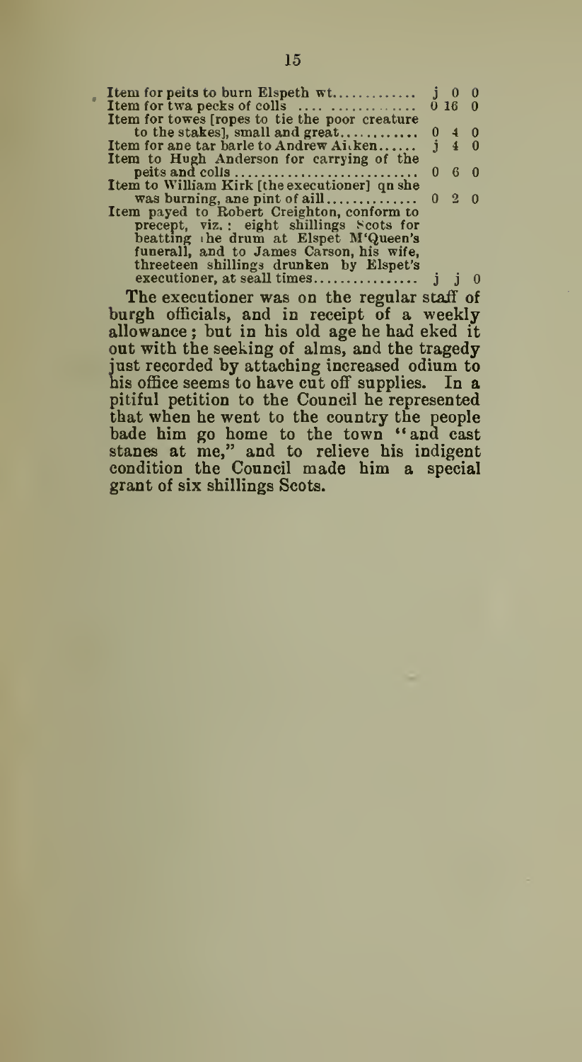| | | | |
|---|---|---|---|
| Item for peits to burn Elspeth wt............ | j | 0 | 0 |
| Item for twa pecks of colls .................. | 0 | 16 | 0 |
| Item for towes [ropes to tie the poor creature to the stakes], small and great............ | 0 | 4 | 0 |
| Item for ane tar barle to Andrew Aitken...... | j | 4 | 0 |
| Item to Hugh Anderson for carrying of the peits and colls ............................ | 0 | 6 | 0 |
| Item to William Kirk [the executioner] qn she was burning, ane pint of aill.............. | 0 | 2 | 0 |
| Item payed to Robert Creighton, conform to precept, viz.: eight shillings Scots for beatting the drum at Elspet M'Queen's funerall, and to James Carson, his wife, threeteen shillings drunken by Elspet's executioner, at seall times................ | j | j | 0 |

The executioner was on the regular staff of burgh officials, and in receipt of a weekly allowance; but in his old age he had eked it out with the seeking of alms, and the tragedy just recorded by attaching increased odium to his office seems to have cut off supplies. In a pitiful petition to the Council he represented that when he went to the country the people bade him go home to the town "and cast stanes at me," and to relieve his indigent condition the Council made him a special grant of six shillings Scots.